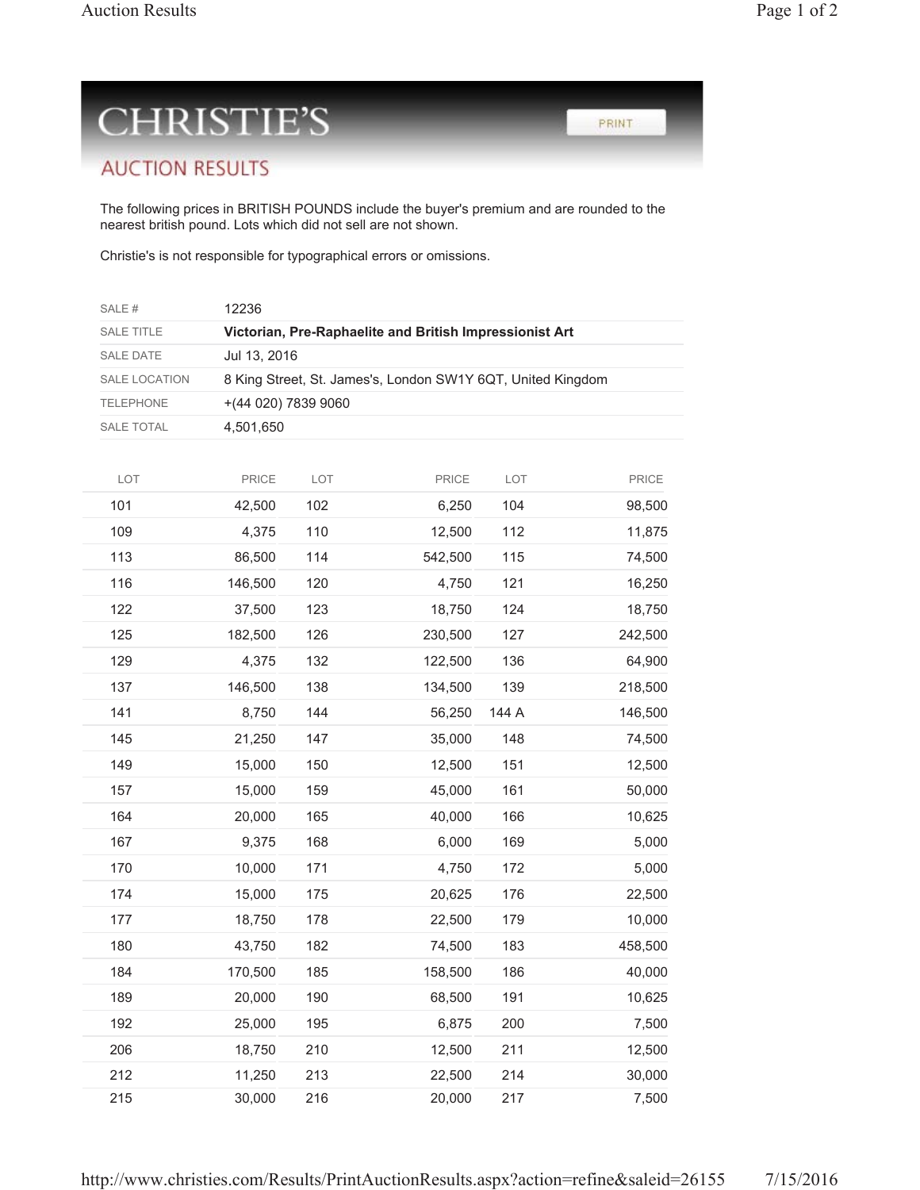# CHRISTIE'S

## AUCTION RESULTS

The following prices in BRITISH POUNDS include the buyer's premium and are rounded to the nearest british pound. Lots which did not sell are not shown.

Christie's is not responsible for typographical errors or omissions.

| | |
|---|---|
| SALE # | 12236 |
| SALE TITLE | **Victorian, Pre-Raphaelite and British Impressionist Art** |
| SALE DATE | Jul 13, 2016 |
| SALE LOCATION | 8 King Street, St. James's, London SW1Y 6QT, United Kingdom |
| TELEPHONE | +(44 020) 7839 9060 |
| SALE TOTAL | 4,501,650 |

| LOT | PRICE | LOT | PRICE | LOT | PRICE |
|---|---|---|---|---|---|
| 101 | 42,500 | 102 | 6,250 | 104 | 98,500 |
| 109 | 4,375 | 110 | 12,500 | 112 | 11,875 |
| 113 | 86,500 | 114 | 542,500 | 115 | 74,500 |
| 116 | 146,500 | 120 | 4,750 | 121 | 16,250 |
| 122 | 37,500 | 123 | 18,750 | 124 | 18,750 |
| 125 | 182,500 | 126 | 230,500 | 127 | 242,500 |
| 129 | 4,375 | 132 | 122,500 | 136 | 64,900 |
| 137 | 146,500 | 138 | 134,500 | 139 | 218,500 |
| 141 | 8,750 | 144 | 56,250 | 144 A | 146,500 |
| 145 | 21,250 | 147 | 35,000 | 148 | 74,500 |
| 149 | 15,000 | 150 | 12,500 | 151 | 12,500 |
| 157 | 15,000 | 159 | 45,000 | 161 | 50,000 |
| 164 | 20,000 | 165 | 40,000 | 166 | 10,625 |
| 167 | 9,375 | 168 | 6,000 | 169 | 5,000 |
| 170 | 10,000 | 171 | 4,750 | 172 | 5,000 |
| 174 | 15,000 | 175 | 20,625 | 176 | 22,500 |
| 177 | 18,750 | 178 | 22,500 | 179 | 10,000 |
| 180 | 43,750 | 182 | 74,500 | 183 | 458,500 |
| 184 | 170,500 | 185 | 158,500 | 186 | 40,000 |
| 189 | 20,000 | 190 | 68,500 | 191 | 10,625 |
| 192 | 25,000 | 195 | 6,875 | 200 | 7,500 |
| 206 | 18,750 | 210 | 12,500 | 211 | 12,500 |
| 212 | 11,250 | 213 | 22,500 | 214 | 30,000 |
| 215 | 30,000 | 216 | 20,000 | 217 | 7,500 |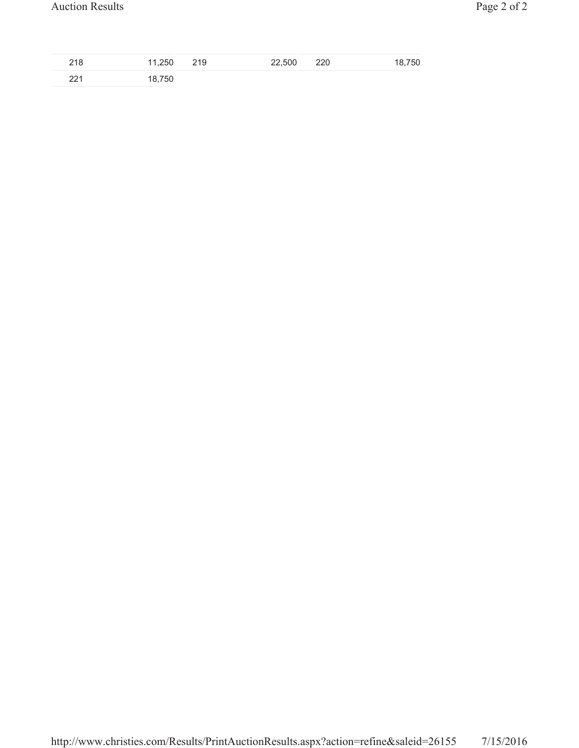| | | | | | |
|---|---|---|---|---|---|
| 218 | 11,250 | 219 | 22,500 | 220 | 18,750 |
| 221 | 18,750 | | | | |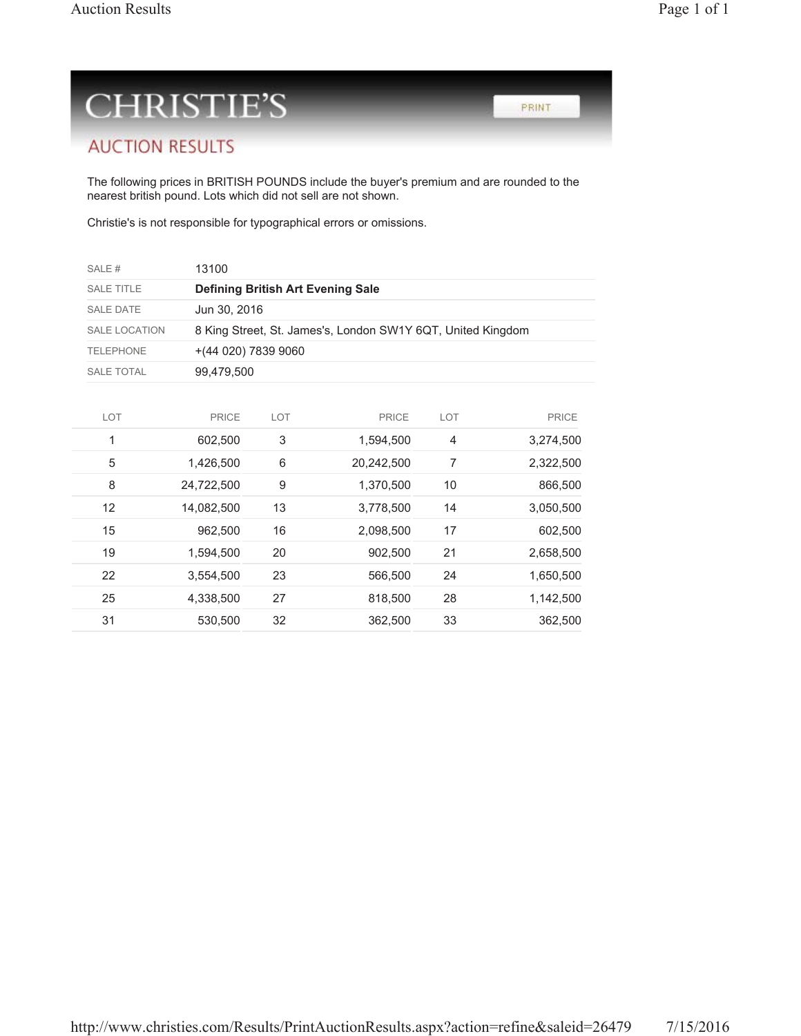# CHRISTIE'S

## AUCTION RESULTS

The following prices in BRITISH POUNDS include the buyer's premium and are rounded to the nearest british pound. Lots which did not sell are not shown.

Christie's is not responsible for typographical errors or omissions.

| | |
|---|---|
| SALE # | 13100 |
| SALE TITLE | **Defining British Art Evening Sale** |
| SALE DATE | Jun 30, 2016 |
| SALE LOCATION | 8 King Street, St. James's, London SW1Y 6QT, United Kingdom |
| TELEPHONE | +(44 020) 7839 9060 |
| SALE TOTAL | 99,479,500 |

| LOT | PRICE | LOT | PRICE | LOT | PRICE |
|---|---|---|---|---|---|
| 1 | 602,500 | 3 | 1,594,500 | 4 | 3,274,500 |
| 5 | 1,426,500 | 6 | 20,242,500 | 7 | 2,322,500 |
| 8 | 24,722,500 | 9 | 1,370,500 | 10 | 866,500 |
| 12 | 14,082,500 | 13 | 3,778,500 | 14 | 3,050,500 |
| 15 | 962,500 | 16 | 2,098,500 | 17 | 602,500 |
| 19 | 1,594,500 | 20 | 902,500 | 21 | 2,658,500 |
| 22 | 3,554,500 | 23 | 566,500 | 24 | 1,650,500 |
| 25 | 4,338,500 | 27 | 818,500 | 28 | 1,142,500 |
| 31 | 530,500 | 32 | 362,500 | 33 | 362,500 |